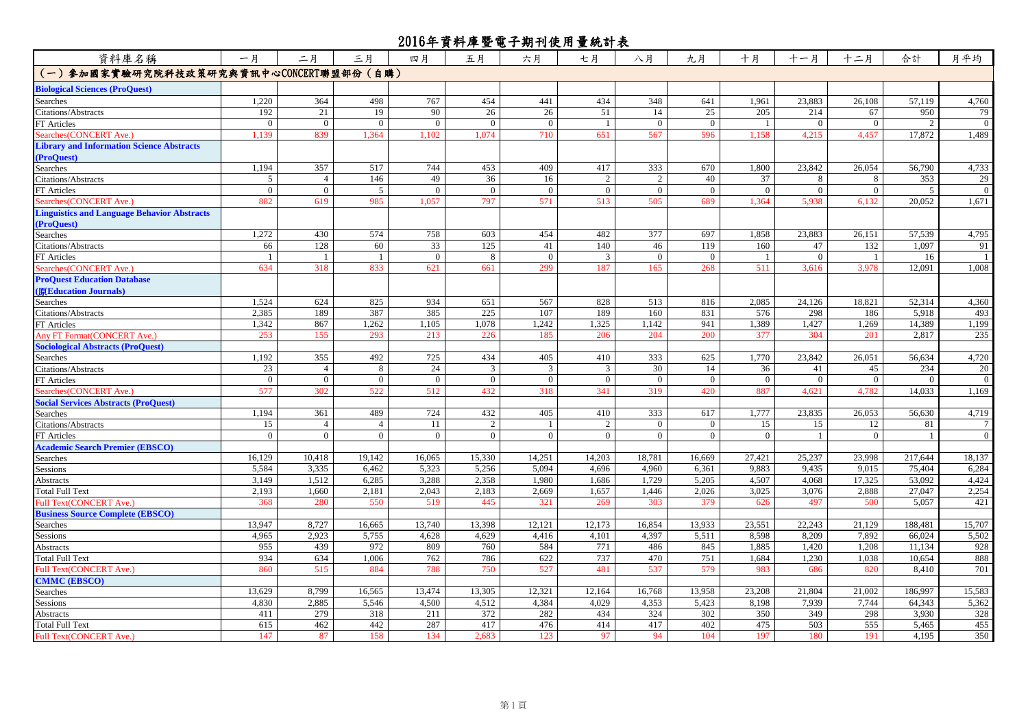# 2016年資料庫暨電子期刊使用量統計表

| 資料庫名稱 | 一月 | 二月 | 三月 | 四月 | 五月 | 六月 | 七月 | 八月 | 九月 | 十月 | 十一月 | 十二月 | 合計 | 月平均 |
|---|---|---|---|---|---|---|---|---|---|---|---|---|---|---|
| **(一)參加國家實驗研究院科技政策研究與資訊中心CONCERT聯盟部份(自購)** | | | | | | | | | | | | | | |
| **Biological Sciences (ProQuest)** | | | | | | | | | | | | | | |
| Searches | 1,220 | 364 | 498 | 767 | 454 | 441 | 434 | 348 | 641 | 1,961 | 23,883 | 26,108 | 57,119 | 4,760 |
| Citations/Abstracts | 192 | 21 | 19 | 90 | 26 | 26 | 51 | 14 | 25 | 205 | 214 | 67 | 950 | 79 |
| FT Articles | 0 | 0 | 0 | 0 | 0 | 0 | 1 | 0 | 0 | 1 | 0 | 0 | 2 | 0 |
| Searches(CONCERT Ave.) | 1,139 | 839 | 1,364 | 1,102 | 1,074 | 710 | 651 | 567 | 596 | 1,158 | 4,215 | 4,457 | 17,872 | 1,489 |
| **Library and Information Science Abstracts (ProQuest)** | | | | | | | | | | | | | | |
| Searches | 1,194 | 357 | 517 | 744 | 453 | 409 | 417 | 333 | 670 | 1,800 | 23,842 | 26,054 | 56,790 | 4,733 |
| Citations/Abstracts | 5 | 4 | 146 | 49 | 36 | 16 | 2 | 2 | 40 | 37 | 8 | 8 | 353 | 29 |
| FT Articles | 0 | 0 | 5 | 0 | 0 | 0 | 0 | 0 | 0 | 0 | 0 | 0 | 5 | 0 |
| Searches(CONCERT Ave.) | 882 | 619 | 985 | 1,057 | 797 | 571 | 513 | 505 | 689 | 1,364 | 5,938 | 6,132 | 20,052 | 1,671 |
| **Linguistics and Language Behavior Abstracts (ProQuest)** | | | | | | | | | | | | | | |
| Searches | 1,272 | 430 | 574 | 758 | 603 | 454 | 482 | 377 | 697 | 1,858 | 23,883 | 26,151 | 57,539 | 4,795 |
| Citations/Abstracts | 66 | 128 | 60 | 33 | 125 | 41 | 140 | 46 | 119 | 160 | 47 | 132 | 1,097 | 91 |
| FT Articles | 1 | 1 | 1 | 0 | 8 | 0 | 3 | 0 | 0 | 1 | 0 | 1 | 16 | 1 |
| Searches(CONCERT Ave.) | 634 | 318 | 833 | 621 | 661 | 299 | 187 | 165 | 268 | 511 | 3,616 | 3,978 | 12,091 | 1,008 |
| **ProQuest Education Database (原Education Journals)** | | | | | | | | | | | | | | |
| Searches | 1,524 | 624 | 825 | 934 | 651 | 567 | 828 | 513 | 816 | 2,085 | 24,126 | 18,821 | 52,314 | 4,360 |
| Citations/Abstracts | 2,385 | 189 | 387 | 385 | 225 | 107 | 189 | 160 | 831 | 576 | 298 | 186 | 5,918 | 493 |
| FT Articles | 1,342 | 867 | 1,262 | 1,105 | 1,078 | 1,242 | 1,325 | 1,142 | 941 | 1,389 | 1,427 | 1,269 | 14,389 | 1,199 |
| Any FT Format(CONCERT Ave.) | 253 | 155 | 293 | 213 | 226 | 185 | 206 | 204 | 200 | 377 | 304 | 201 | 2,817 | 235 |
| **Sociological Abstracts (ProQuest)** | | | | | | | | | | | | | | |
| Searches | 1,192 | 355 | 492 | 725 | 434 | 405 | 410 | 333 | 625 | 1,770 | 23,842 | 26,051 | 56,634 | 4,720 |
| Citations/Abstracts | 23 | 4 | 8 | 24 | 3 | 3 | 3 | 30 | 14 | 36 | 41 | 45 | 234 | 20 |
| FT Articles | 0 | 0 | 0 | 0 | 0 | 0 | 0 | 0 | 0 | 0 | 0 | 0 | 0 | 0 |
| Searches(CONCERT Ave.) | 577 | 302 | 522 | 512 | 432 | 318 | 341 | 319 | 420 | 887 | 4,621 | 4,782 | 14,033 | 1,169 |
| **Social Services Abstracts (ProQuest)** | | | | | | | | | | | | | | |
| Searches | 1,194 | 361 | 489 | 724 | 432 | 405 | 410 | 333 | 617 | 1,777 | 23,835 | 26,053 | 56,630 | 4,719 |
| Citations/Abstracts | 15 | 4 | 4 | 11 | 2 | 1 | 2 | 0 | 0 | 15 | 15 | 12 | 81 | 7 |
| FT Articles | 0 | 0 | 0 | 0 | 0 | 0 | 0 | 0 | 0 | 0 | 1 | 0 | 1 | 0 |
| **Academic Search Premier (EBSCO)** | | | | | | | | | | | | | | |
| Searches | 16,129 | 10,418 | 19,142 | 16,065 | 15,330 | 14,251 | 14,203 | 18,781 | 16,669 | 27,421 | 25,237 | 23,998 | 217,644 | 18,137 |
| Sessions | 5,584 | 3,335 | 6,462 | 5,323 | 5,256 | 5,094 | 4,696 | 4,960 | 6,361 | 9,883 | 9,435 | 9,015 | 75,404 | 6,284 |
| Abstracts | 3,149 | 1,512 | 6,285 | 3,288 | 2,358 | 1,980 | 1,686 | 1,729 | 5,205 | 4,507 | 4,068 | 17,325 | 53,092 | 4,424 |
| Total Full Text | 2,193 | 1,660 | 2,181 | 2,043 | 2,183 | 2,669 | 1,657 | 1,446 | 2,026 | 3,025 | 3,076 | 2,888 | 27,047 | 2,254 |
| Full Text(CONCERT Ave.) | 368 | 280 | 550 | 519 | 445 | 321 | 269 | 303 | 379 | 626 | 497 | 500 | 5,057 | 421 |
| **Business Source Complete (EBSCO)** | | | | | | | | | | | | | | |
| Searches | 13,947 | 8,727 | 16,665 | 13,740 | 13,398 | 12,121 | 12,173 | 16,854 | 13,933 | 23,551 | 22,243 | 21,129 | 188,481 | 15,707 |
| Sessions | 4,965 | 2,923 | 5,755 | 4,628 | 4,629 | 4,416 | 4,101 | 4,397 | 5,511 | 8,598 | 8,209 | 7,892 | 66,024 | 5,502 |
| Abstracts | 955 | 439 | 972 | 809 | 760 | 584 | 771 | 486 | 845 | 1,885 | 1,420 | 1,208 | 11,134 | 928 |
| Total Full Text | 934 | 634 | 1,006 | 762 | 786 | 622 | 737 | 470 | 751 | 1,684 | 1,230 | 1,038 | 10,654 | 888 |
| Full Text(CONCERT Ave.) | 860 | 515 | 884 | 788 | 750 | 527 | 481 | 537 | 579 | 983 | 686 | 820 | 8,410 | 701 |
| **CMMC (EBSCO)** | | | | | | | | | | | | | | |
| Searches | 13,629 | 8,799 | 16,565 | 13,474 | 13,305 | 12,321 | 12,164 | 16,768 | 13,958 | 23,208 | 21,804 | 21,002 | 186,997 | 15,583 |
| Sessions | 4,830 | 2,885 | 5,546 | 4,500 | 4,512 | 4,384 | 4,029 | 4,353 | 5,423 | 8,198 | 7,939 | 7,744 | 64,343 | 5,362 |
| Abstracts | 411 | 279 | 318 | 211 | 372 | 282 | 434 | 324 | 302 | 350 | 349 | 298 | 3,930 | 328 |
| Total Full Text | 615 | 462 | 442 | 287 | 417 | 476 | 414 | 417 | 402 | 475 | 503 | 555 | 5,465 | 455 |
| Full Text(CONCERT Ave.) | 147 | 87 | 158 | 134 | 2,683 | 123 | 97 | 94 | 104 | 197 | 180 | 191 | 4,195 | 350 |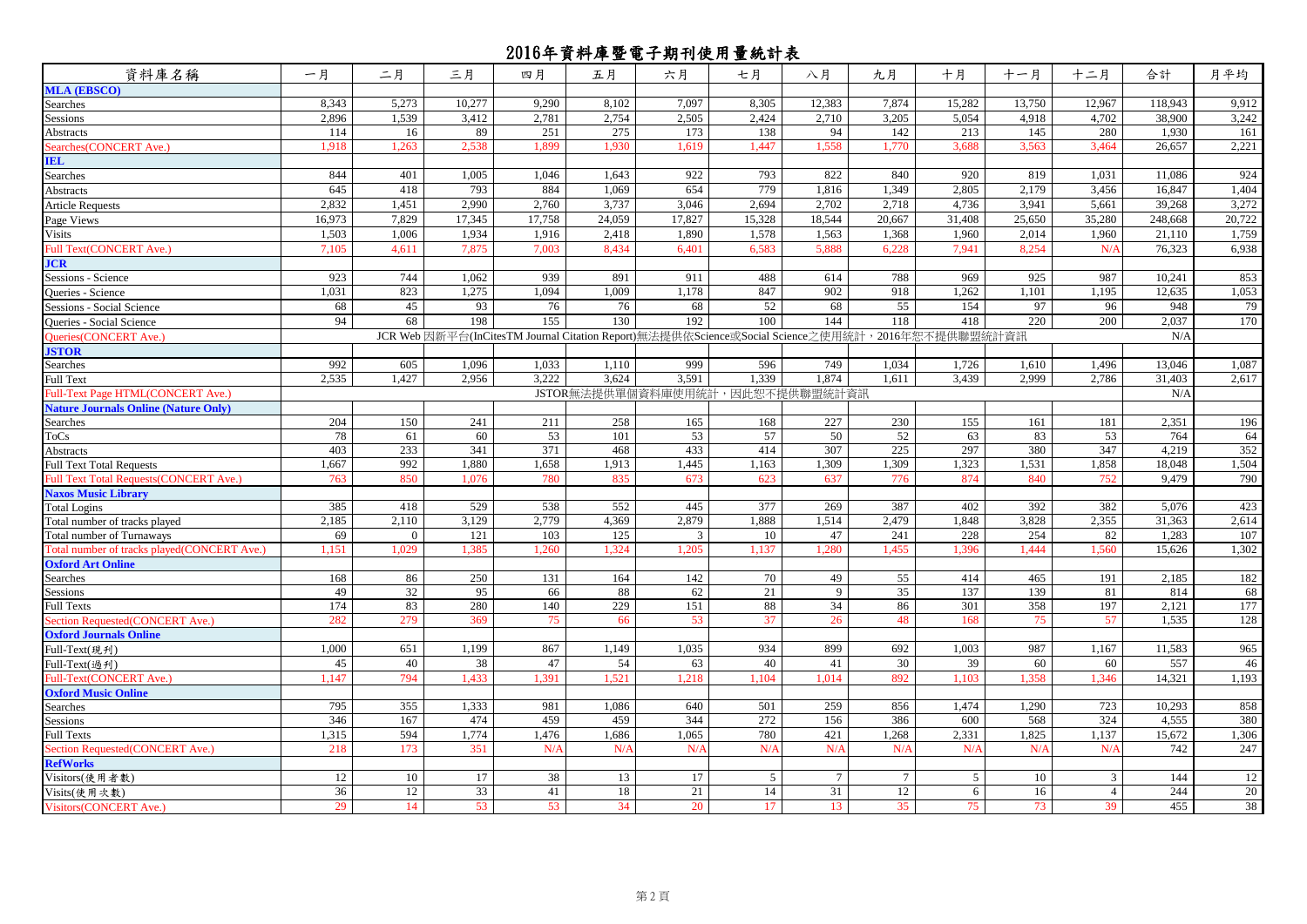# 2016年資料庫暨電子期刊使用量統計表

| 資料庫名稱 | 一月 | 二月 | 三月 | 四月 | 五月 | 六月 | 七月 | 八月 | 九月 | 十月 | 十一月 | 十二月 | 合計 | 月平均 |
|---|---|---|---|---|---|---|---|---|---|---|---|---|---|---|
| **MLA (EBSCO)** | | | | | | | | | | | | | | |
| Searches | 8,343 | 5,273 | 10,277 | 9,290 | 8,102 | 7,097 | 8,305 | 12,383 | 7,874 | 15,282 | 13,750 | 12,967 | 118,943 | 9,912 |
| Sessions | 2,896 | 1,539 | 3,412 | 2,781 | 2,754 | 2,505 | 2,424 | 2,710 | 3,205 | 5,054 | 4,918 | 4,702 | 38,900 | 3,242 |
| Abstracts | 114 | 16 | 89 | 251 | 275 | 173 | 138 | 94 | 142 | 213 | 145 | 280 | 1,930 | 161 |
| Searches(CONCERT Ave.) | 1,918 | 1,263 | 2,538 | 1,899 | 1,930 | 1,619 | 1,447 | 1,558 | 1,770 | 3,688 | 3,563 | 3,464 | 26,657 | 2,221 |
| **IEL** | | | | | | | | | | | | | | |
| Searches | 844 | 401 | 1,005 | 1,046 | 1,643 | 922 | 793 | 822 | 840 | 920 | 819 | 1,031 | 11,086 | 924 |
| Abstracts | 645 | 418 | 793 | 884 | 1,069 | 654 | 779 | 1,816 | 1,349 | 2,805 | 2,179 | 3,456 | 16,847 | 1,404 |
| Article Requests | 2,832 | 1,451 | 2,990 | 2,760 | 3,737 | 3,046 | 2,694 | 2,702 | 2,718 | 4,736 | 3,941 | 5,661 | 39,268 | 3,272 |
| Page Views | 16,973 | 7,829 | 17,345 | 17,758 | 24,059 | 17,827 | 15,328 | 18,544 | 20,667 | 31,408 | 25,650 | 35,280 | 248,668 | 20,722 |
| Visits | 1,503 | 1,006 | 1,934 | 1,916 | 2,418 | 1,890 | 1,578 | 1,563 | 1,368 | 1,960 | 2,014 | 1,960 | 21,110 | 1,759 |
| Full Text(CONCERT Ave.) | 7,105 | 4,611 | 7,875 | 7,003 | 8,434 | 6,401 | 6,583 | 5,888 | 6,228 | 7,941 | 8,254 | N/A | 76,323 | 6,938 |
| **JCR** | | | | | | | | | | | | | | |
| Sessions - Science | 923 | 744 | 1,062 | 939 | 891 | 911 | 488 | 614 | 788 | 969 | 925 | 987 | 10,241 | 853 |
| Queries - Science | 1,031 | 823 | 1,275 | 1,094 | 1,009 | 1,178 | 847 | 902 | 918 | 1,262 | 1,101 | 1,195 | 12,635 | 1,053 |
| Sessions - Social Science | 68 | 45 | 93 | 76 | 76 | 68 | 52 | 68 | 55 | 154 | 97 | 96 | 948 | 79 |
| Queries - Social Science | 94 | 68 | 198 | 155 | 130 | 192 | 100 | 144 | 118 | 418 | 220 | 200 | 2,037 | 170 |
| Queries(CONCERT Ave.) | JCR Web 因新平台(InCitesTM Journal Citation Report)無法提供依Science或Social Science之使用統計，2016年恕不提供聯盟統計資訊 | | | | | | | | | | | | N/A | |
| **JSTOR** | | | | | | | | | | | | | | |
| Searches | 992 | 605 | 1,096 | 1,033 | 1,110 | 999 | 596 | 749 | 1,034 | 1,726 | 1,610 | 1,496 | 13,046 | 1,087 |
| Full Text | 2,535 | 1,427 | 2,956 | 3,222 | 3,624 | 3,591 | 1,339 | 1,874 | 1,611 | 3,439 | 2,999 | 2,786 | 31,403 | 2,617 |
| Full-Text Page HTML(CONCERT Ave.) | JSTOR無法提供單個資料庫使用統計，因此恕不提供聯盟統計資訊 | | | | | | | | | | | | N/A | |
| **Nature Journals Online (Nature Only)** | | | | | | | | | | | | | | |
| Searches | 204 | 150 | 241 | 211 | 258 | 165 | 168 | 227 | 230 | 155 | 161 | 181 | 2,351 | 196 |
| ToCs | 78 | 61 | 60 | 53 | 101 | 53 | 57 | 50 | 52 | 63 | 83 | 53 | 764 | 64 |
| Abstracts | 403 | 233 | 341 | 371 | 468 | 433 | 414 | 307 | 225 | 297 | 380 | 347 | 4,219 | 352 |
| Full Text Total Requests | 1,667 | 992 | 1,880 | 1,658 | 1,913 | 1,445 | 1,163 | 1,309 | 1,309 | 1,323 | 1,531 | 1,858 | 18,048 | 1,504 |
| Full Text Total Requests(CONCERT Ave.) | 763 | 850 | 1,076 | 780 | 835 | 673 | 623 | 637 | 776 | 874 | 840 | 752 | 9,479 | 790 |
| **Naxos Music Library** | | | | | | | | | | | | | | |
| Total Logins | 385 | 418 | 529 | 538 | 552 | 445 | 377 | 269 | 387 | 402 | 392 | 382 | 5,076 | 423 |
| Total number of tracks played | 2,185 | 2,110 | 3,129 | 2,779 | 4,369 | 2,879 | 1,888 | 1,514 | 2,479 | 1,848 | 3,828 | 2,355 | 31,363 | 2,614 |
| Total number of Turnaways | 69 | 0 | 121 | 103 | 125 | 3 | 10 | 47 | 241 | 228 | 254 | 82 | 1,283 | 107 |
| Total number of tracks played(CONCERT Ave.) | 1,151 | 1,029 | 1,385 | 1,260 | 1,324 | 1,205 | 1,137 | 1,280 | 1,455 | 1,396 | 1,444 | 1,560 | 15,626 | 1,302 |
| **Oxford Art Online** | | | | | | | | | | | | | | |
| Searches | 168 | 86 | 250 | 131 | 164 | 142 | 70 | 49 | 55 | 414 | 465 | 191 | 2,185 | 182 |
| Sessions | 49 | 32 | 95 | 66 | 88 | 62 | 21 | 9 | 35 | 137 | 139 | 81 | 814 | 68 |
| Full Texts | 174 | 83 | 280 | 140 | 229 | 151 | 88 | 34 | 86 | 301 | 358 | 197 | 2,121 | 177 |
| Section Requested(CONCERT Ave.) | 282 | 279 | 369 | 75 | 66 | 53 | 37 | 26 | 48 | 168 | 75 | 57 | 1,535 | 128 |
| **Oxford Journals Online** | | | | | | | | | | | | | | |
| Full-Text(現刊) | 1,000 | 651 | 1,199 | 867 | 1,149 | 1,035 | 934 | 899 | 692 | 1,003 | 987 | 1,167 | 11,583 | 965 |
| Full-Text(過刊) | 45 | 40 | 38 | 47 | 54 | 63 | 40 | 41 | 30 | 39 | 60 | 60 | 557 | 46 |
| Full-Text(CONCERT Ave.) | 1,147 | 794 | 1,433 | 1,391 | 1,521 | 1,218 | 1,104 | 1,014 | 892 | 1,103 | 1,358 | 1,346 | 14,321 | 1,193 |
| **Oxford Music Online** | | | | | | | | | | | | | | |
| Searches | 795 | 355 | 1,333 | 981 | 1,086 | 640 | 501 | 259 | 856 | 1,474 | 1,290 | 723 | 10,293 | 858 |
| Sessions | 346 | 167 | 474 | 459 | 459 | 344 | 272 | 156 | 386 | 600 | 568 | 324 | 4,555 | 380 |
| Full Texts | 1,315 | 594 | 1,774 | 1,476 | 1,686 | 1,065 | 780 | 421 | 1,268 | 2,331 | 1,825 | 1,137 | 15,672 | 1,306 |
| Section Requested(CONCERT Ave.) | 218 | 173 | 351 | N/A | N/A | N/A | N/A | N/A | N/A | N/A | N/A | N/A | 742 | 247 |
| **RefWorks** | | | | | | | | | | | | | | |
| Visitors(使用者數) | 12 | 10 | 17 | 38 | 13 | 17 | 5 | 7 | 7 | 5 | 10 | 3 | 144 | 12 |
| Visits(使用次數) | 36 | 12 | 33 | 41 | 18 | 21 | 14 | 31 | 12 | 6 | 16 | 4 | 244 | 20 |
| Visitors(CONCERT Ave.) | 29 | 14 | 53 | 53 | 34 | 20 | 17 | 13 | 35 | 75 | 73 | 39 | 455 | 38 |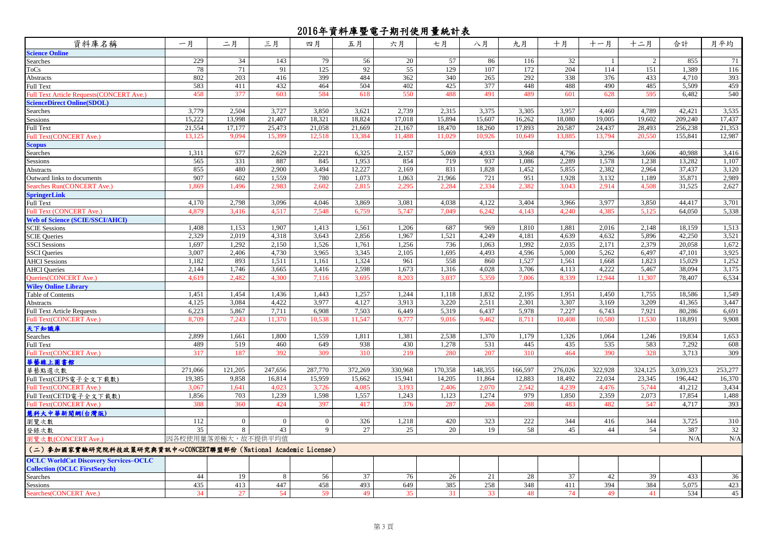# 2016年資料庫暨電子期刊使用量統計表

| 資料庫名稱 | 一月 | 二月 | 三月 | 四月 | 五月 | 六月 | 七月 | 八月 | 九月 | 十月 | 十一月 | 十二月 | 合計 | 月平均 |
|---|---|---|---|---|---|---|---|---|---|---|---|---|---|---|
| **Science Online** | | | | | | | | | | | | | | |
| Searches | 229 | 34 | 143 | 79 | 56 | 20 | 57 | 86 | 116 | 32 | 1 | 2 | 855 | 71 |
| ToCs | 78 | 71 | 91 | 125 | 92 | 55 | 129 | 107 | 172 | 204 | 114 | 151 | 1,389 | 116 |
| Abstracts | 802 | 203 | 416 | 399 | 484 | 362 | 340 | 265 | 292 | 338 | 376 | 433 | 4,710 | 393 |
| Full Text | 583 | 411 | 432 | 464 | 504 | 402 | 425 | 377 | 448 | 488 | 490 | 485 | 5,509 | 459 |
| Full Text Article Requests(CONCERT Ave.) | 458 | 377 | 603 | 584 | 618 | 550 | 488 | 491 | 489 | 601 | 628 | 595 | 6,482 | 540 |
| **ScienceDirect Online(SDOL)** | | | | | | | | | | | | | | |
| Searches | 3,779 | 2,504 | 3,727 | 3,850 | 3,621 | 2,739 | 2,315 | 3,375 | 3,305 | 3,957 | 4,460 | 4,789 | 42,421 | 3,535 |
| Sessions | 15,222 | 13,998 | 21,407 | 18,321 | 18,824 | 17,018 | 15,894 | 15,607 | 16,262 | 18,080 | 19,005 | 19,602 | 209,240 | 17,437 |
| Full Text | 21,554 | 17,177 | 25,473 | 21,058 | 21,669 | 21,167 | 18,470 | 18,260 | 17,893 | 20,587 | 24,437 | 28,493 | 256,238 | 21,353 |
| Full Text(CONCERT Ave.) | 13,125 | 9,094 | 15,399 | 12,518 | 13,384 | 11,488 | 11,029 | 10,926 | 10,649 | 13,885 | 13,794 | 20,550 | 155,841 | 12,987 |
| **Scopus** | | | | | | | | | | | | | | |
| Searches | 1,311 | 677 | 2,629 | 2,221 | 6,325 | 2,157 | 5,069 | 4,933 | 3,968 | 4,796 | 3,296 | 3,606 | 40,988 | 3,416 |
| Sessions | 565 | 331 | 887 | 845 | 1,953 | 854 | 719 | 937 | 1,086 | 2,289 | 1,578 | 1,238 | 13,282 | 1,107 |
| Abstracts | 855 | 480 | 2,900 | 3,494 | 12,227 | 2,169 | 831 | 1,828 | 1,452 | 5,855 | 2,382 | 2,964 | 37,437 | 3,120 |
| Outward links to documents | 907 | 602 | 1,559 | 780 | 1,073 | 1,063 | 21,966 | 721 | 951 | 1,928 | 3,132 | 1,189 | 35,871 | 2,989 |
| Searches Run(CONCERT Ave.) | 1,869 | 1,496 | 2,983 | 2,602 | 2,815 | 2,295 | 2,284 | 2,334 | 2,382 | 3,043 | 2,914 | 4,508 | 31,525 | 2,627 |
| **SpringerLink** | | | | | | | | | | | | | | |
| Full Text | 4,170 | 2,798 | 3,096 | 4,046 | 3,869 | 3,081 | 4,038 | 4,122 | 3,404 | 3,966 | 3,977 | 3,850 | 44,417 | 3,701 |
| Full Text (CONCERT Ave.) | 4,879 | 3,416 | 4,517 | 7,548 | 6,759 | 5,747 | 7,049 | 6,242 | 4,143 | 4,240 | 4,385 | 5,125 | 64,050 | 5,338 |
| **Web of Science (SCIE/SSCI/AHCI)** | | | | | | | | | | | | | | |
| SCIE Sessions | 1,408 | 1,153 | 1,907 | 1,413 | 1,561 | 1,206 | 687 | 969 | 1,810 | 1,881 | 2,016 | 2,148 | 18,159 | 1,513 |
| SCIE Queries | 2,329 | 2,019 | 4,318 | 3,643 | 2,856 | 1,967 | 1,521 | 4,249 | 4,181 | 4,639 | 4,632 | 5,896 | 42,250 | 3,521 |
| SSCI Sessions | 1,697 | 1,292 | 2,150 | 1,526 | 1,761 | 1,256 | 736 | 1,063 | 1,992 | 2,035 | 2,171 | 2,379 | 20,058 | 1,672 |
| SSCI Queries | 3,007 | 2,406 | 4,730 | 3,965 | 3,345 | 2,105 | 1,695 | 4,493 | 4,596 | 5,000 | 5,262 | 6,497 | 47,101 | 3,925 |
| AHCI Sessions | 1,182 | 893 | 1,511 | 1,161 | 1,324 | 961 | 558 | 860 | 1,527 | 1,561 | 1,668 | 1,823 | 15,029 | 1,252 |
| AHCI Queries | 2,144 | 1,746 | 3,665 | 3,416 | 2,598 | 1,673 | 1,316 | 4,028 | 3,706 | 4,113 | 4,222 | 5,467 | 38,094 | 3,175 |
| Queries(CONCERT Ave.) | 4,619 | 2,482 | 4,300 | 7,116 | 3,695 | 8,203 | 3,037 | 5,359 | 7,006 | 8,339 | 12,944 | 11,307 | 78,407 | 6,534 |
| **Wiley Online Library** | | | | | | | | | | | | | | |
| Table of Contents | 1,451 | 1,454 | 1,436 | 1,443 | 1,257 | 1,244 | 1,118 | 1,832 | 2,195 | 1,951 | 1,450 | 1,755 | 18,586 | 1,549 |
| Abstracts | 4,125 | 3,084 | 4,422 | 3,977 | 4,127 | 3,913 | 3,220 | 2,511 | 2,301 | 3,307 | 3,169 | 3,209 | 41,365 | 3,447 |
| Full Text Article Requests | 6,223 | 5,867 | 7,711 | 6,908 | 7,503 | 6,449 | 5,319 | 6,437 | 5,978 | 7,227 | 6,743 | 7,921 | 80,286 | 6,691 |
| Full Text(CONCERT Ave.) | 8,709 | 7,243 | 11,370 | 10,538 | 11,547 | 9,777 | 9,016 | 9,462 | 8,711 | 10,408 | 10,580 | 11,530 | 118,891 | 9,908 |
| **天下知識庫** | | | | | | | | | | | | | | |
| Searches | 2,899 | 1,661 | 1,800 | 1,559 | 1,811 | 1,381 | 2,538 | 1,370 | 1,179 | 1,326 | 1,064 | 1,246 | 19,834 | 1,653 |
| Full Text | 489 | 519 | 460 | 649 | 938 | 430 | 1,278 | 531 | 445 | 435 | 535 | 583 | 7,292 | 608 |
| Full Text(CONCERT Ave.) | 317 | 187 | 392 | 309 | 310 | 219 | 280 | 207 | 310 | 464 | 390 | 328 | 3,713 | 309 |
| **華藝線上圖書館** | | | | | | | | | | | | | | |
| 華藝點選次數 | 271,066 | 121,205 | 247,656 | 287,770 | 372,269 | 330,968 | 170,358 | 148,355 | 166,597 | 276,026 | 322,928 | 324,125 | 3,039,323 | 253,277 |
| Full Text(CEPS電子全文下載數) | 19,385 | 9,858 | 16,814 | 15,959 | 15,662 | 15,941 | 14,205 | 11,864 | 12,883 | 18,492 | 22,034 | 23,345 | 196,442 | 16,370 |
| Full Text(CONCERT Ave.) | 3,067 | 1,641 | 4,023 | 3,726 | 4,085 | 3,193 | 2,406 | 2,070 | 2,542 | 4,239 | 4,476 | 5,744 | 41,212 | 3,434 |
| Full Text(CETD電子全文下載數) | 1,856 | 703 | 1,239 | 1,598 | 1,557 | 1,243 | 1,123 | 1,274 | 979 | 1,850 | 2,359 | 2,073 | 17,854 | 1,488 |
| Full Text(CONCERT Ave.) | 388 | 360 | 424 | 397 | 417 | 376 | 287 | 268 | 288 | 483 | 482 | 547 | 4,717 | 393 |
| **慧科大中華新聞網(台灣版)** | | | | | | | | | | | | | | |
| 瀏覽次數 | 112 | 0 | 0 | 0 | 326 | 1,218 | 420 | 323 | 222 | 344 | 416 | 344 | 3,725 | 310 |
| 登錄次數 | 35 | 8 | 43 | 9 | 27 | 25 | 20 | 19 | 58 | 45 | 44 | 54 | 387 | 32 |
| 瀏覽次數(CONCERT Ave.) | 因各校使用量落差極大，故不提供平均值 | | | | | | | | | | | | N/A | N/A |
| **（二）參加國家實驗研究院科技政策研究與資訊中心CONCERT聯盟部份（National Academic License）** | | | | | | | | | | | | | | |
| **OCLC WorldCat Discovery Services–OCLC Collection (OCLC FirstSearch)** | | | | | | | | | | | | | | |
| Searches | 44 | 19 | 8 | 56 | 37 | 76 | 26 | 21 | 28 | 37 | 42 | 39 | 433 | 36 |
| Sessions | 435 | 413 | 447 | 458 | 493 | 649 | 385 | 258 | 348 | 411 | 394 | 384 | 5,075 | 423 |
| Searches(CONCERT Ave.) | 34 | 27 | 54 | 59 | 49 | 35 | 31 | 33 | 48 | 74 | 49 | 41 | 534 | 45 |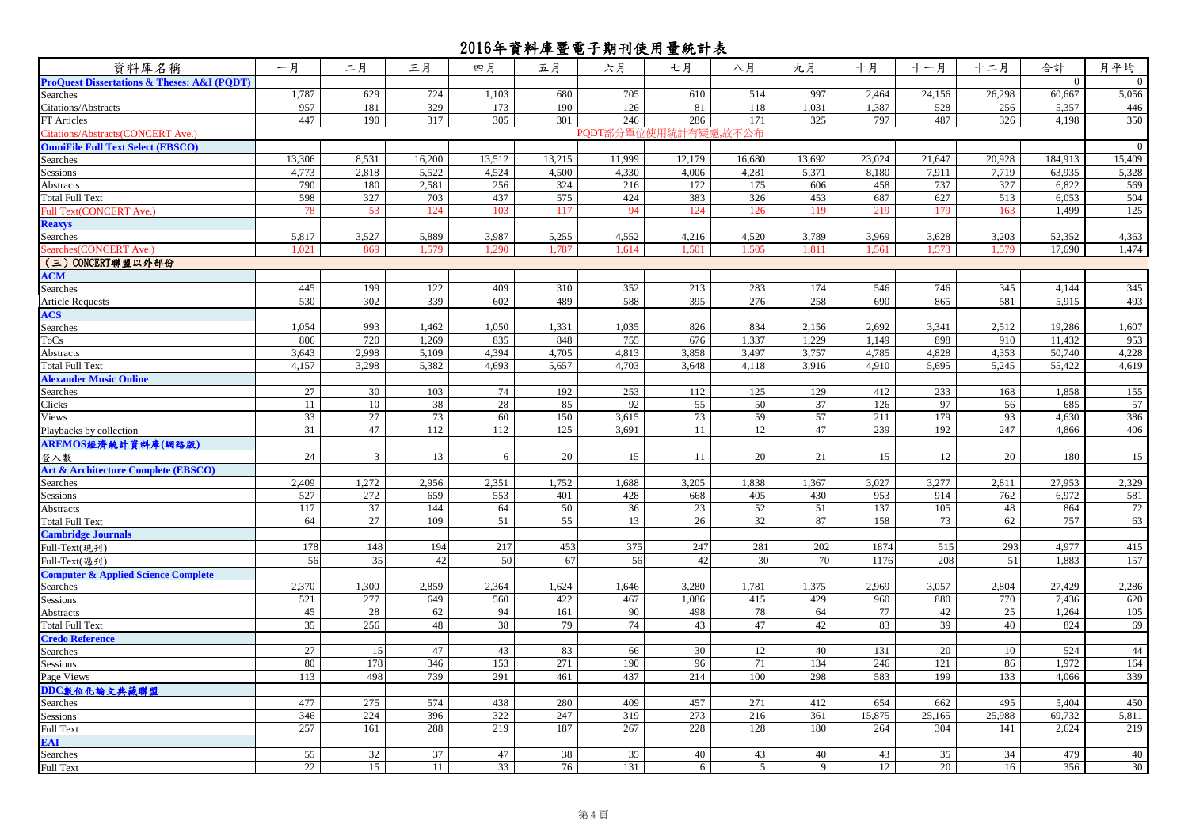# 2016年資料庫暨電子期刊使用量統計表

| 資料庫名稱 | 一月 | 二月 | 三月 | 四月 | 五月 | 六月 | 七月 | 八月 | 九月 | 十月 | 十一月 | 十二月 | 合計 | 月平均 |
|---|---|---|---|---|---|---|---|---|---|---|---|---|---|---|
| **ProQuest Dissertations & Theses: A&I (PQDT)** | | | | | | | | | | | | | 0 | 0 |
| Searches | 1,787 | 629 | 724 | 1,103 | 680 | 705 | 610 | 514 | 997 | 2,464 | 24,156 | 26,298 | 60,667 | 5,056 |
| Citations/Abstracts | 957 | 181 | 329 | 173 | 190 | 126 | 81 | 118 | 1,031 | 1,387 | 528 | 256 | 5,357 | 446 |
| FT Articles | 447 | 190 | 317 | 305 | 301 | 246 | 286 | 171 | 325 | 797 | 487 | 326 | 4,198 | 350 |
| Citations/Abstracts(CONCERT Ave.) | | | | | | PQDT部分單位使用統計有疑慮,故不公布 | | | | | | | | |
| **OmniFile Full Text Select (EBSCO)** | | | | | | | | | | | | | | 0 |
| Searches | 13,306 | 8,531 | 16,200 | 13,512 | 13,215 | 11,999 | 12,179 | 16,680 | 13,692 | 23,024 | 21,647 | 20,928 | 184,913 | 15,409 |
| Sessions | 4,773 | 2,818 | 5,522 | 4,524 | 4,500 | 4,330 | 4,006 | 4,281 | 5,371 | 8,180 | 7,911 | 7,719 | 63,935 | 5,328 |
| Abstracts | 790 | 180 | 2,581 | 256 | 324 | 216 | 172 | 175 | 606 | 458 | 737 | 327 | 6,822 | 569 |
| Total Full Text | 598 | 327 | 703 | 437 | 575 | 424 | 383 | 326 | 453 | 687 | 627 | 513 | 6,053 | 504 |
| Full Text(CONCERT Ave.) | 78 | 53 | 124 | 103 | 117 | 94 | 124 | 126 | 119 | 219 | 179 | 163 | 1,499 | 125 |
| **Reaxys** | | | | | | | | | | | | | | |
| Searches | 5,817 | 3,527 | 5,889 | 3,987 | 5,255 | 4,552 | 4,216 | 4,520 | 3,789 | 3,969 | 3,628 | 3,203 | 52,352 | 4,363 |
| Searches(CONCERT Ave.) | 1,021 | 869 | 1,579 | 1,290 | 1,787 | 1,614 | 1,501 | 1,505 | 1,811 | 1,561 | 1,573 | 1,579 | 17,690 | 1,474 |
| **(三) CONCERT聯盟以外部份** | | | | | | | | | | | | | | |
| **ACM** | | | | | | | | | | | | | | |
| Searches | 445 | 199 | 122 | 409 | 310 | 352 | 213 | 283 | 174 | 546 | 746 | 345 | 4,144 | 345 |
| Article Requests | 530 | 302 | 339 | 602 | 489 | 588 | 395 | 276 | 258 | 690 | 865 | 581 | 5,915 | 493 |
| **ACS** | | | | | | | | | | | | | | |
| Searches | 1,054 | 993 | 1,462 | 1,050 | 1,331 | 1,035 | 826 | 834 | 2,156 | 2,692 | 3,341 | 2,512 | 19,286 | 1,607 |
| ToCs | 806 | 720 | 1,269 | 835 | 848 | 755 | 676 | 1,337 | 1,229 | 1,149 | 898 | 910 | 11,432 | 953 |
| Abstracts | 3,643 | 2,998 | 5,109 | 4,394 | 4,705 | 4,813 | 3,858 | 3,497 | 3,757 | 4,785 | 4,828 | 4,353 | 50,740 | 4,228 |
| Total Full Text | 4,157 | 3,298 | 5,382 | 4,693 | 5,657 | 4,703 | 3,648 | 4,118 | 3,916 | 4,910 | 5,695 | 5,245 | 55,422 | 4,619 |
| **Alexander Music Online** | | | | | | | | | | | | | | |
| Searches | 27 | 30 | 103 | 74 | 192 | 253 | 112 | 125 | 129 | 412 | 233 | 168 | 1,858 | 155 |
| Clicks | 11 | 10 | 38 | 28 | 85 | 92 | 55 | 50 | 37 | 126 | 97 | 56 | 685 | 57 |
| Views | 33 | 27 | 73 | 60 | 150 | 3,615 | 73 | 59 | 57 | 211 | 179 | 93 | 4,630 | 386 |
| Playbacks by collection | 31 | 47 | 112 | 112 | 125 | 3,691 | 11 | 12 | 47 | 239 | 192 | 247 | 4,866 | 406 |
| **AREMOS經濟統計資料庫(網路版)** | | | | | | | | | | | | | | |
| 登入數 | 24 | 3 | 13 | 6 | 20 | 15 | 11 | 20 | 21 | 15 | 12 | 20 | 180 | 15 |
| **Art & Architecture Complete (EBSCO)** | | | | | | | | | | | | | | |
| Searches | 2,409 | 1,272 | 2,956 | 2,351 | 1,752 | 1,688 | 3,205 | 1,838 | 1,367 | 3,027 | 3,277 | 2,811 | 27,953 | 2,329 |
| Sessions | 527 | 272 | 659 | 553 | 401 | 428 | 668 | 405 | 430 | 953 | 914 | 762 | 6,972 | 581 |
| Abstracts | 117 | 37 | 144 | 64 | 50 | 36 | 23 | 52 | 51 | 137 | 105 | 48 | 864 | 72 |
| Total Full Text | 64 | 27 | 109 | 51 | 55 | 13 | 26 | 32 | 87 | 158 | 73 | 62 | 757 | 63 |
| **Cambridge Journals** | | | | | | | | | | | | | | |
| Full-Text(現刊) | 178 | 148 | 194 | 217 | 453 | 375 | 247 | 281 | 202 | 1874 | 515 | 293 | 4,977 | 415 |
| Full-Text(過刊) | 56 | 35 | 42 | 50 | 67 | 56 | 42 | 30 | 70 | 1176 | 208 | 51 | 1,883 | 157 |
| **Computer & Applied Science Complete** | | | | | | | | | | | | | | |
| Searches | 2,370 | 1,300 | 2,859 | 2,364 | 1,624 | 1,646 | 3,280 | 1,781 | 1,375 | 2,969 | 3,057 | 2,804 | 27,429 | 2,286 |
| Sessions | 521 | 277 | 649 | 560 | 422 | 467 | 1,086 | 415 | 429 | 960 | 880 | 770 | 7,436 | 620 |
| Abstracts | 45 | 28 | 62 | 94 | 161 | 90 | 498 | 78 | 64 | 77 | 42 | 25 | 1,264 | 105 |
| Total Full Text | 35 | 256 | 48 | 38 | 79 | 74 | 43 | 47 | 42 | 83 | 39 | 40 | 824 | 69 |
| **Credo Reference** | | | | | | | | | | | | | | |
| Searches | 27 | 15 | 47 | 43 | 83 | 66 | 30 | 12 | 40 | 131 | 20 | 10 | 524 | 44 |
| Sessions | 80 | 178 | 346 | 153 | 271 | 190 | 96 | 71 | 134 | 246 | 121 | 86 | 1,972 | 164 |
| Page Views | 113 | 498 | 739 | 291 | 461 | 437 | 214 | 100 | 298 | 583 | 199 | 133 | 4,066 | 339 |
| **DDC數位化論文典藏聯盟** | | | | | | | | | | | | | | |
| Searches | 477 | 275 | 574 | 438 | 280 | 409 | 457 | 271 | 412 | 654 | 662 | 495 | 5,404 | 450 |
| Sessions | 346 | 224 | 396 | 322 | 247 | 319 | 273 | 216 | 361 | 15,875 | 25,165 | 25,988 | 69,732 | 5,811 |
| Full Text | 257 | 161 | 288 | 219 | 187 | 267 | 228 | 128 | 180 | 264 | 304 | 141 | 2,624 | 219 |
| **EAI** | | | | | | | | | | | | | | |
| Searches | 55 | 32 | 37 | 47 | 38 | 35 | 40 | 43 | 40 | 43 | 35 | 34 | 479 | 40 |
| Full Text | 22 | 15 | 11 | 33 | 76 | 131 | 6 | 5 | 9 | 12 | 20 | 16 | 356 | 30 |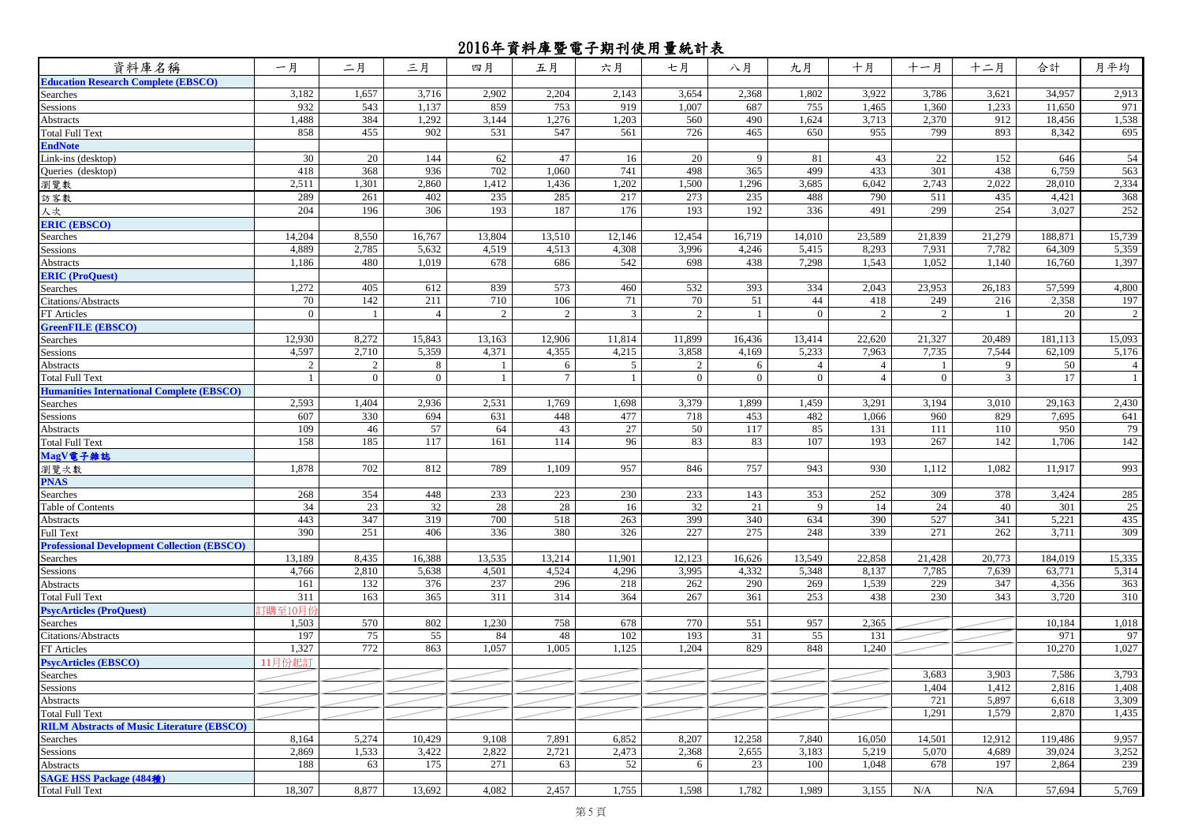# 2016年資料庫暨電子期刊使用量統計表

| 資料庫名稱 | 一月 | 二月 | 三月 | 四月 | 五月 | 六月 | 七月 | 八月 | 九月 | 十月 | 十一月 | 十二月 | 合計 | 月平均 |
|---|---|---|---|---|---|---|---|---|---|---|---|---|---|---|
| **Education Research Complete (EBSCO)** | | | | | | | | | | | | | | |
| Searches | 3,182 | 1,657 | 3,716 | 2,902 | 2,204 | 2,143 | 3,654 | 2,368 | 1,802 | 3,922 | 3,786 | 3,621 | 34,957 | 2,913 |
| Sessions | 932 | 543 | 1,137 | 859 | 753 | 919 | 1,007 | 687 | 755 | 1,465 | 1,360 | 1,233 | 11,650 | 971 |
| Abstracts | 1,488 | 384 | 1,292 | 3,144 | 1,276 | 1,203 | 560 | 490 | 1,624 | 3,713 | 2,370 | 912 | 18,456 | 1,538 |
| Total Full Text | 858 | 455 | 902 | 531 | 547 | 561 | 726 | 465 | 650 | 955 | 799 | 893 | 8,342 | 695 |
| **EndNote** | | | | | | | | | | | | | | |
| Link-ins (desktop) | 30 | 20 | 144 | 62 | 47 | 16 | 20 | 9 | 81 | 43 | 22 | 152 | 646 | 54 |
| Queries (desktop) | 418 | 368 | 936 | 702 | 1,060 | 741 | 498 | 365 | 499 | 433 | 301 | 438 | 6,759 | 563 |
| 瀏覽數 | 2,511 | 1,301 | 2,860 | 1,412 | 1,436 | 1,202 | 1,500 | 1,296 | 3,685 | 6,042 | 2,743 | 2,022 | 28,010 | 2,334 |
| 訪客數 | 289 | 261 | 402 | 235 | 285 | 217 | 273 | 235 | 488 | 790 | 511 | 435 | 4,421 | 368 |
| 人次 | 204 | 196 | 306 | 193 | 187 | 176 | 193 | 192 | 336 | 491 | 299 | 254 | 3,027 | 252 |
| **ERIC (EBSCO)** | | | | | | | | | | | | | | |
| Searches | 14,204 | 8,550 | 16,767 | 13,804 | 13,510 | 12,146 | 12,454 | 16,719 | 14,010 | 23,589 | 21,839 | 21,279 | 188,871 | 15,739 |
| Sessions | 4,889 | 2,785 | 5,632 | 4,519 | 4,513 | 4,308 | 3,996 | 4,246 | 5,415 | 8,293 | 7,931 | 7,782 | 64,309 | 5,359 |
| Abstracts | 1,186 | 480 | 1,019 | 678 | 686 | 542 | 698 | 438 | 7,298 | 1,543 | 1,052 | 1,140 | 16,760 | 1,397 |
| **ERIC (ProQuest)** | | | | | | | | | | | | | | |
| Searches | 1,272 | 405 | 612 | 839 | 573 | 460 | 532 | 393 | 334 | 2,043 | 23,953 | 26,183 | 57,599 | 4,800 |
| Citations/Abstracts | 70 | 142 | 211 | 710 | 106 | 71 | 70 | 51 | 44 | 418 | 249 | 216 | 2,358 | 197 |
| FT Articles | 0 | 1 | 4 | 2 | 2 | 3 | 2 | 1 | 0 | 2 | 2 | 1 | 20 | 2 |
| **GreenFILE (EBSCO)** | | | | | | | | | | | | | | |
| Searches | 12,930 | 8,272 | 15,843 | 13,163 | 12,906 | 11,814 | 11,899 | 16,436 | 13,414 | 22,620 | 21,327 | 20,489 | 181,113 | 15,093 |
| Sessions | 4,597 | 2,710 | 5,359 | 4,371 | 4,355 | 4,215 | 3,858 | 4,169 | 5,233 | 7,963 | 7,735 | 7,544 | 62,109 | 5,176 |
| Abstracts | 2 | 2 | 8 | 1 | 6 | 5 | 2 | 6 | 4 | 4 | 1 | 9 | 50 | 4 |
| Total Full Text | 1 | 0 | 0 | 1 | 7 | 1 | 0 | 0 | 0 | 4 | 0 | 3 | 17 | 1 |
| **Humanities International Complete (EBSCO)** | | | | | | | | | | | | | | |
| Searches | 2,593 | 1,404 | 2,936 | 2,531 | 1,769 | 1,698 | 3,379 | 1,899 | 1,459 | 3,291 | 3,194 | 3,010 | 29,163 | 2,430 |
| Sessions | 607 | 330 | 694 | 631 | 448 | 477 | 718 | 453 | 482 | 1,066 | 960 | 829 | 7,695 | 641 |
| Abstracts | 109 | 46 | 57 | 64 | 43 | 27 | 50 | 117 | 85 | 131 | 111 | 110 | 950 | 79 |
| Total Full Text | 158 | 185 | 117 | 161 | 114 | 96 | 83 | 83 | 107 | 193 | 267 | 142 | 1,706 | 142 |
| **MagV電子雜誌** | | | | | | | | | | | | | | |
| 瀏覽次數 | 1,878 | 702 | 812 | 789 | 1,109 | 957 | 846 | 757 | 943 | 930 | 1,112 | 1,082 | 11,917 | 993 |
| **PNAS** | | | | | | | | | | | | | | |
| Searches | 268 | 354 | 448 | 233 | 223 | 230 | 233 | 143 | 353 | 252 | 309 | 378 | 3,424 | 285 |
| Table of Contents | 34 | 23 | 32 | 28 | 28 | 16 | 32 | 21 | 9 | 14 | 24 | 40 | 301 | 25 |
| Abstracts | 443 | 347 | 319 | 700 | 518 | 263 | 399 | 340 | 634 | 390 | 527 | 341 | 5,221 | 435 |
| Full Text | 390 | 251 | 406 | 336 | 380 | 326 | 227 | 275 | 248 | 339 | 271 | 262 | 3,711 | 309 |
| **Professional Development Collection (EBSCO)** | | | | | | | | | | | | | | |
| Searches | 13,189 | 8,435 | 16,388 | 13,535 | 13,214 | 11,901 | 12,123 | 16,626 | 13,549 | 22,858 | 21,428 | 20,773 | 184,019 | 15,335 |
| Sessions | 4,766 | 2,810 | 5,638 | 4,501 | 4,524 | 4,296 | 3,995 | 4,332 | 5,348 | 8,137 | 7,785 | 7,639 | 63,771 | 5,314 |
| Abstracts | 161 | 132 | 376 | 237 | 296 | 218 | 262 | 290 | 269 | 1,539 | 229 | 347 | 4,356 | 363 |
| Total Full Text | 311 | 163 | 365 | 311 | 314 | 364 | 267 | 361 | 253 | 438 | 230 | 343 | 3,720 | 310 |
| **PsycArticles (ProQuest)** | 訂購至10月份 | | | | | | | | | | | | | |
| Searches | 1,503 | 570 | 802 | 1,230 | 758 | 678 | 770 | 551 | 957 | 2,365 | | | 10,184 | 1,018 |
| Citations/Abstracts | 197 | 75 | 55 | 84 | 48 | 102 | 193 | 31 | 55 | 131 | | | 971 | 97 |
| FT Articles | 1,327 | 772 | 863 | 1,057 | 1,005 | 1,125 | 1,204 | 829 | 848 | 1,240 | | | 10,270 | 1,027 |
| **PsycArticles (EBSCO)** | 11月份起訂 | | | | | | | | | | | | | |
| Searches | | | | | | | | | | | 3,683 | 3,903 | 7,586 | 3,793 |
| Sessions | | | | | | | | | | | 1,404 | 1,412 | 2,816 | 1,408 |
| Abstracts | | | | | | | | | | | 721 | 5,897 | 6,618 | 3,309 |
| Total Full Text | | | | | | | | | | | 1,291 | 1,579 | 2,870 | 1,435 |
| **RILM Abstracts of Music Literature (EBSCO)** | | | | | | | | | | | | | | |
| Searches | 8,164 | 5,274 | 10,429 | 9,108 | 7,891 | 6,852 | 8,207 | 12,258 | 7,840 | 16,050 | 14,501 | 12,912 | 119,486 | 9,957 |
| Sessions | 2,869 | 1,533 | 3,422 | 2,822 | 2,721 | 2,473 | 2,368 | 2,655 | 3,183 | 5,219 | 5,070 | 4,689 | 39,024 | 3,252 |
| Abstracts | 188 | 63 | 175 | 271 | 63 | 52 | 6 | 23 | 100 | 1,048 | 678 | 197 | 2,864 | 239 |
| **SAGE HSS Package (484種)** | | | | | | | | | | | | | | |
| Total Full Text | 18,307 | 8,877 | 13,692 | 4,082 | 2,457 | 1,755 | 1,598 | 1,782 | 1,989 | 3,155 | N/A | N/A | 57,694 | 5,769 |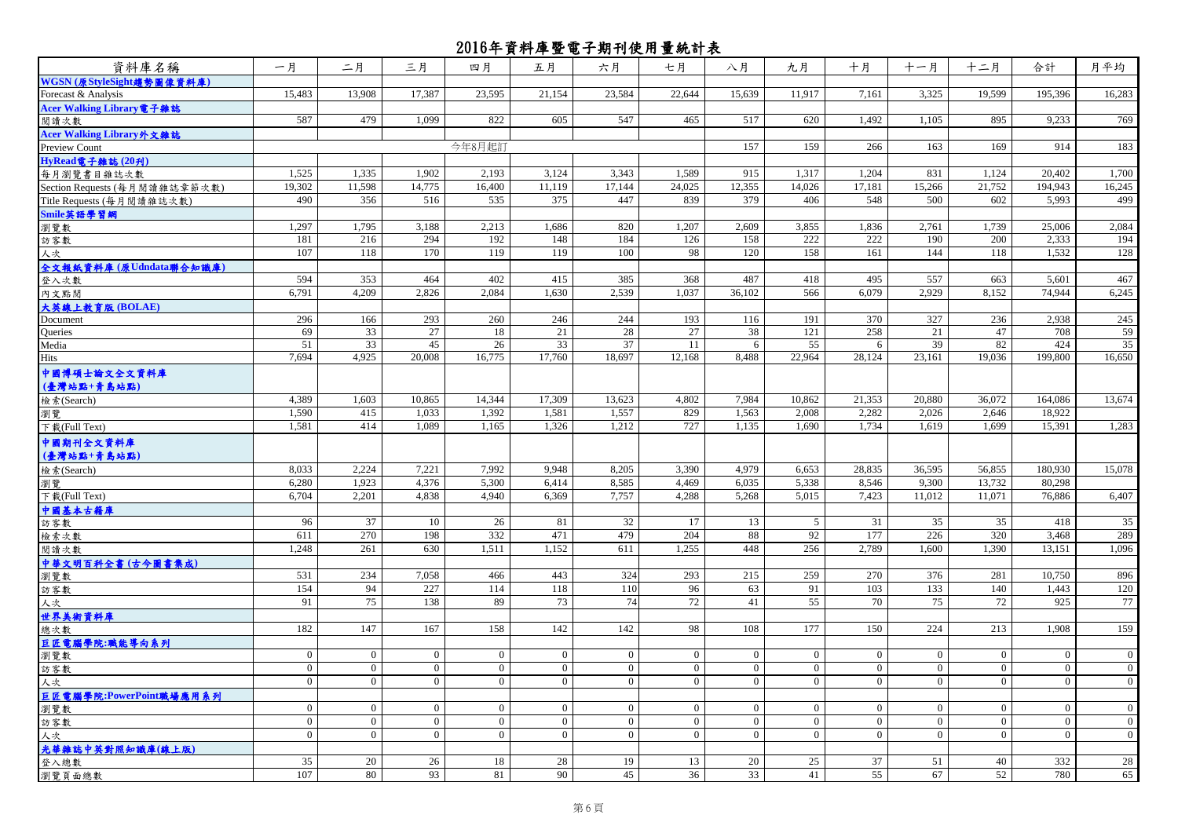# 2016年資料庫暨電子期刊使用量統計表

| 資料庫名稱 | 一月 | 二月 | 三月 | 四月 | 五月 | 六月 | 七月 | 八月 | 九月 | 十月 | 十一月 | 十二月 | 合計 | 月平均 |
|---|---|---|---|---|---|---|---|---|---|---|---|---|---|---|
| **WGSN (原StyleSight趨勢圖像資料庫)** | | | | | | | | | | | | | | |
| Forecast & Analysis | 15,483 | 13,908 | 17,387 | 23,595 | 21,154 | 23,584 | 22,644 | 15,639 | 11,917 | 7,161 | 3,325 | 19,599 | 195,396 | 16,283 |
| **Acer Walking Library電子雜誌** | | | | | | | | | | | | | | |
| 閱讀次數 | 587 | 479 | 1,099 | 822 | 605 | 547 | 465 | 517 | 620 | 1,492 | 1,105 | 895 | 9,233 | 769 |
| **Acer Walking Library外文雜誌** | | | | | | | | | | | | | | |
| Preview Count | | | | 今年8月起訂 | | | | 157 | 159 | 266 | 163 | 169 | 914 | 183 |
| **HyRead電子雜誌 (20刊)** | | | | | | | | | | | | | | |
| 每月瀏覽書目雜誌次數 | 1,525 | 1,335 | 1,902 | 2,193 | 3,124 | 3,343 | 1,589 | 915 | 1,317 | 1,204 | 831 | 1,124 | 20,402 | 1,700 |
| Section Requests (每月閱讀雜誌章節次數) | 19,302 | 11,598 | 14,775 | 16,400 | 11,119 | 17,144 | 24,025 | 12,355 | 14,026 | 17,181 | 15,266 | 21,752 | 194,943 | 16,245 |
| Title Requests (每月閱讀雜誌次數) | 490 | 356 | 516 | 535 | 375 | 447 | 839 | 379 | 406 | 548 | 500 | 602 | 5,993 | 499 |
| **Smile英語學習網** | | | | | | | | | | | | | | |
| 瀏覽數 | 1,297 | 1,795 | 3,188 | 2,213 | 1,686 | 820 | 1,207 | 2,609 | 3,855 | 1,836 | 2,761 | 1,739 | 25,006 | 2,084 |
| 訪客數 | 181 | 216 | 294 | 192 | 148 | 184 | 126 | 158 | 222 | 222 | 190 | 200 | 2,333 | 194 |
| 人次 | 107 | 118 | 170 | 119 | 119 | 100 | 98 | 120 | 158 | 161 | 144 | 118 | 1,532 | 128 |
| **全文報紙資料庫 (原Udndata聯合知識庫)** | | | | | | | | | | | | | | |
| 登入次數 | 594 | 353 | 464 | 402 | 415 | 385 | 368 | 487 | 418 | 495 | 557 | 663 | 5,601 | 467 |
| 內文點閱 | 6,791 | 4,209 | 2,826 | 2,084 | 1,630 | 2,539 | 1,037 | 36,102 | 566 | 6,079 | 2,929 | 8,152 | 74,944 | 6,245 |
| **大英線上教育版 (BOLAE)** | | | | | | | | | | | | | | |
| Document | 296 | 166 | 293 | 260 | 246 | 244 | 193 | 116 | 191 | 370 | 327 | 236 | 2,938 | 245 |
| Queries | 69 | 33 | 27 | 18 | 21 | 28 | 27 | 38 | 121 | 258 | 21 | 47 | 708 | 59 |
| Media | 51 | 33 | 45 | 26 | 33 | 37 | 11 | 6 | 55 | 6 | 39 | 82 | 424 | 35 |
| Hits | 7,694 | 4,925 | 20,008 | 16,775 | 17,760 | 18,697 | 12,168 | 8,488 | 22,964 | 28,124 | 23,161 | 19,036 | 199,800 | 16,650 |
| **中國博碩士論文全文資料庫 (臺灣站點+青島站點)** | | | | | | | | | | | | | | |
| 檢索(Search) | 4,389 | 1,603 | 10,865 | 14,344 | 17,309 | 13,623 | 4,802 | 7,984 | 10,862 | 21,353 | 20,880 | 36,072 | 164,086 | 13,674 |
| 瀏覽 | 1,590 | 415 | 1,033 | 1,392 | 1,581 | 1,557 | 829 | 1,563 | 2,008 | 2,282 | 2,026 | 2,646 | 18,922 | |
| 下載(Full Text) | 1,581 | 414 | 1,089 | 1,165 | 1,326 | 1,212 | 727 | 1,135 | 1,690 | 1,734 | 1,619 | 1,699 | 15,391 | 1,283 |
| **中國期刊全文資料庫 (臺灣站點+青島站點)** | | | | | | | | | | | | | | |
| 檢索(Search) | 8,033 | 2,224 | 7,221 | 7,992 | 9,948 | 8,205 | 3,390 | 4,979 | 6,653 | 28,835 | 36,595 | 56,855 | 180,930 | 15,078 |
| 瀏覽 | 6,280 | 1,923 | 4,376 | 5,300 | 6,414 | 8,585 | 4,469 | 6,035 | 5,338 | 8,546 | 9,300 | 13,732 | 80,298 | |
| 下載(Full Text) | 6,704 | 2,201 | 4,838 | 4,940 | 6,369 | 7,757 | 4,288 | 5,268 | 5,015 | 7,423 | 11,012 | 11,071 | 76,886 | 6,407 |
| **中國基本古籍庫** | | | | | | | | | | | | | | |
| 訪客數 | 96 | 37 | 10 | 26 | 81 | 32 | 17 | 13 | 5 | 31 | 35 | 35 | 418 | 35 |
| 檢索次數 | 611 | 270 | 198 | 332 | 471 | 479 | 204 | 88 | 92 | 177 | 226 | 320 | 3,468 | 289 |
| 閱讀次數 | 1,248 | 261 | 630 | 1,511 | 1,152 | 611 | 1,255 | 448 | 256 | 2,789 | 1,600 | 1,390 | 13,151 | 1,096 |
| **中華文明百科全書 (古今圖書集成)** | | | | | | | | | | | | | | |
| 瀏覽數 | 531 | 234 | 7,058 | 466 | 443 | 324 | 293 | 215 | 259 | 270 | 376 | 281 | 10,750 | 896 |
| 訪客數 | 154 | 94 | 227 | 114 | 118 | 110 | 96 | 63 | 91 | 103 | 133 | 140 | 1,443 | 120 |
| 人次 | 91 | 75 | 138 | 89 | 73 | 74 | 72 | 41 | 55 | 70 | 75 | 72 | 925 | 77 |
| **世界美術資料庫** | | | | | | | | | | | | | | |
| 總次數 | 182 | 147 | 167 | 158 | 142 | 142 | 98 | 108 | 177 | 150 | 224 | 213 | 1,908 | 159 |
| **巨匠電腦學院:職能導向系列** | | | | | | | | | | | | | | |
| 瀏覽數 | 0 | 0 | 0 | 0 | 0 | 0 | 0 | 0 | 0 | 0 | 0 | 0 | 0 | 0 |
| 訪客數 | 0 | 0 | 0 | 0 | 0 | 0 | 0 | 0 | 0 | 0 | 0 | 0 | 0 | 0 |
| 人次 | 0 | 0 | 0 | 0 | 0 | 0 | 0 | 0 | 0 | 0 | 0 | 0 | 0 | 0 |
| **巨匠電腦學院:PowerPoint職場應用系列** | | | | | | | | | | | | | | |
| 瀏覽數 | 0 | 0 | 0 | 0 | 0 | 0 | 0 | 0 | 0 | 0 | 0 | 0 | 0 | 0 |
| 訪客數 | 0 | 0 | 0 | 0 | 0 | 0 | 0 | 0 | 0 | 0 | 0 | 0 | 0 | 0 |
| 人次 | 0 | 0 | 0 | 0 | 0 | 0 | 0 | 0 | 0 | 0 | 0 | 0 | 0 | 0 |
| **光華雜誌中英對照知識庫(線上版)** | | | | | | | | | | | | | | |
| 登入總數 | 35 | 20 | 26 | 18 | 28 | 19 | 13 | 20 | 25 | 37 | 51 | 40 | 332 | 28 |
| 瀏覽頁面總數 | 107 | 80 | 93 | 81 | 90 | 45 | 36 | 33 | 41 | 55 | 67 | 52 | 780 | 65 |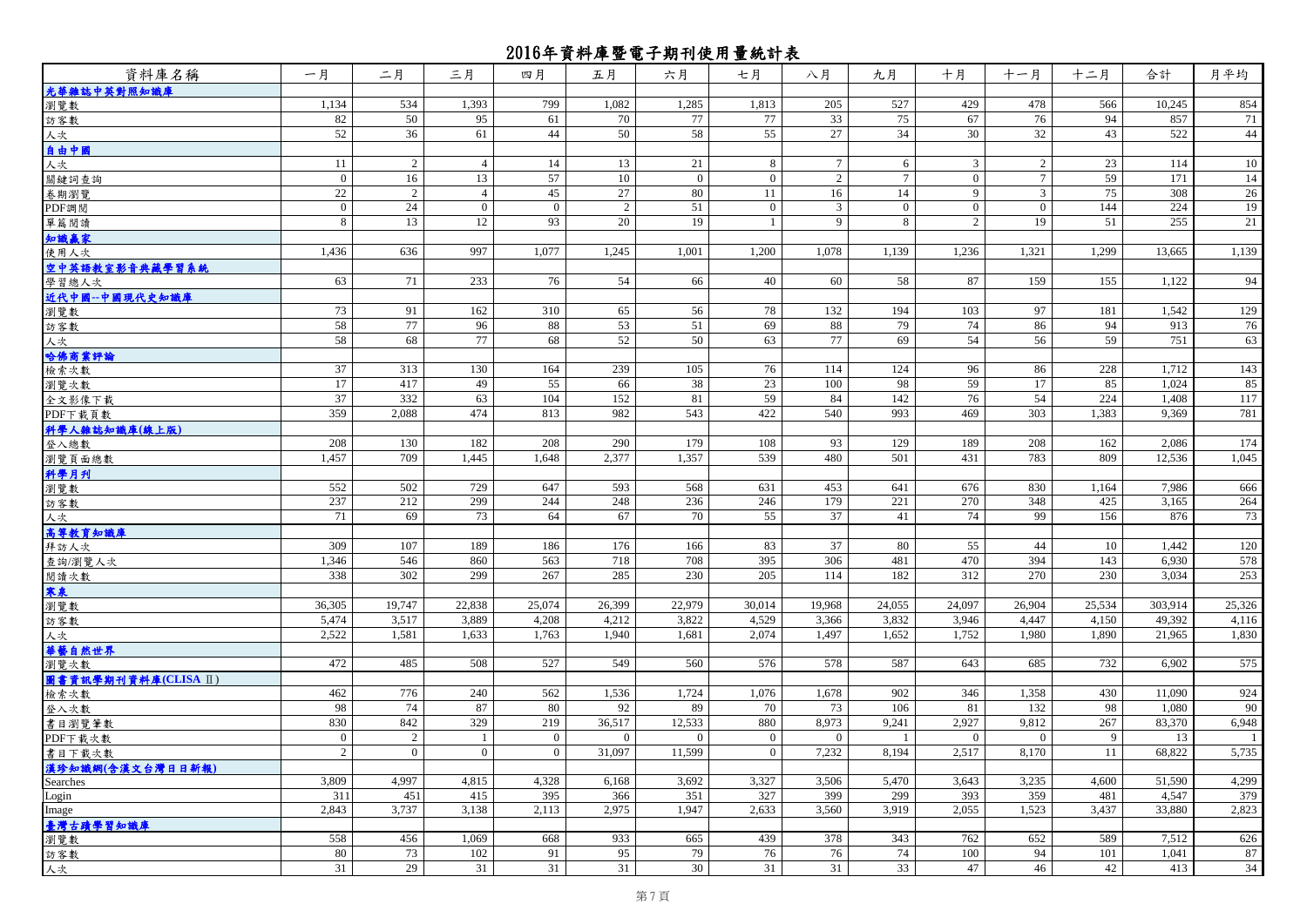# 2016年資料庫暨電子期刊使用量統計表

| 資料庫名稱 | 一月 | 二月 | 三月 | 四月 | 五月 | 六月 | 七月 | 八月 | 九月 | 十月 | 十一月 | 十二月 | 合計 | 月平均 |
|---|---|---|---|---|---|---|---|---|---|---|---|---|---|---|
| **光華雜誌中英對照知識庫** | | | | | | | | | | | | | | |
| 瀏覽數 | 1,134 | 534 | 1,393 | 799 | 1,082 | 1,285 | 1,813 | 205 | 527 | 429 | 478 | 566 | 10,245 | 854 |
| 訪客數 | 82 | 50 | 95 | 61 | 70 | 77 | 77 | 33 | 75 | 67 | 76 | 94 | 857 | 71 |
| 人次 | 52 | 36 | 61 | 44 | 50 | 58 | 55 | 27 | 34 | 30 | 32 | 43 | 522 | 44 |
| **自由中國** | | | | | | | | | | | | | | |
| 人次 | 11 | 2 | 4 | 14 | 13 | 21 | 8 | 7 | 6 | 3 | 2 | 23 | 114 | 10 |
| 關鍵詞查詢 | 0 | 16 | 13 | 57 | 10 | 0 | 0 | 2 | 7 | 0 | 7 | 59 | 171 | 14 |
| 卷期瀏覽 | 22 | 2 | 4 | 45 | 27 | 80 | 11 | 16 | 14 | 9 | 3 | 75 | 308 | 26 |
| PDF調閱 | 0 | 24 | 0 | 0 | 2 | 51 | 0 | 3 | 0 | 0 | 0 | 144 | 224 | 19 |
| 單篇閱讀 | 8 | 13 | 12 | 93 | 20 | 19 | 1 | 9 | 8 | 2 | 19 | 51 | 255 | 21 |
| **知識贏家** | | | | | | | | | | | | | | |
| 使用人次 | 1,436 | 636 | 997 | 1,077 | 1,245 | 1,001 | 1,200 | 1,078 | 1,139 | 1,236 | 1,321 | 1,299 | 13,665 | 1,139 |
| **空中英語教室影音典藏學習系統** | | | | | | | | | | | | | | |
| 學習總人次 | 63 | 71 | 233 | 76 | 54 | 66 | 40 | 60 | 58 | 87 | 159 | 155 | 1,122 | 94 |
| **近代中國--中國現代史知識庫** | | | | | | | | | | | | | | |
| 瀏覽數 | 73 | 91 | 162 | 310 | 65 | 56 | 78 | 132 | 194 | 103 | 97 | 181 | 1,542 | 129 |
| 訪客數 | 58 | 77 | 96 | 88 | 53 | 51 | 69 | 88 | 79 | 74 | 86 | 94 | 913 | 76 |
| 人次 | 58 | 68 | 77 | 68 | 52 | 50 | 63 | 77 | 69 | 54 | 56 | 59 | 751 | 63 |
| **哈佛商業評論** | | | | | | | | | | | | | | |
| 檢索次數 | 37 | 313 | 130 | 164 | 239 | 105 | 76 | 114 | 124 | 96 | 86 | 228 | 1,712 | 143 |
| 瀏覽次數 | 17 | 417 | 49 | 55 | 66 | 38 | 23 | 100 | 98 | 59 | 17 | 85 | 1,024 | 85 |
| 全文影像下載 | 37 | 332 | 63 | 104 | 152 | 81 | 59 | 84 | 142 | 76 | 54 | 224 | 1,408 | 117 |
| PDF下載頁數 | 359 | 2,088 | 474 | 813 | 982 | 543 | 422 | 540 | 993 | 469 | 303 | 1,383 | 9,369 | 781 |
| **科學人雜誌知識庫(線上版)** | | | | | | | | | | | | | | |
| 登入總數 | 208 | 130 | 182 | 208 | 290 | 179 | 108 | 93 | 129 | 189 | 208 | 162 | 2,086 | 174 |
| 瀏覽頁面總數 | 1,457 | 709 | 1,445 | 1,648 | 2,377 | 1,357 | 539 | 480 | 501 | 431 | 783 | 809 | 12,536 | 1,045 |
| **科學月刊** | | | | | | | | | | | | | | |
| 瀏覽數 | 552 | 502 | 729 | 647 | 593 | 568 | 631 | 453 | 641 | 676 | 830 | 1,164 | 7,986 | 666 |
| 訪客數 | 237 | 212 | 299 | 244 | 248 | 236 | 246 | 179 | 221 | 270 | 348 | 425 | 3,165 | 264 |
| 人次 | 71 | 69 | 73 | 64 | 67 | 70 | 55 | 37 | 41 | 74 | 99 | 156 | 876 | 73 |
| **高等教育知識庫** | | | | | | | | | | | | | | |
| 拜訪人次 | 309 | 107 | 189 | 186 | 176 | 166 | 83 | 37 | 80 | 55 | 44 | 10 | 1,442 | 120 |
| 查詢/瀏覽人次 | 1,346 | 546 | 860 | 563 | 718 | 708 | 395 | 306 | 481 | 470 | 394 | 143 | 6,930 | 578 |
| 閱讀次數 | 338 | 302 | 299 | 267 | 285 | 230 | 205 | 114 | 182 | 312 | 270 | 230 | 3,034 | 253 |
| **寰泉** | | | | | | | | | | | | | | |
| 瀏覽數 | 36,305 | 19,747 | 22,838 | 25,074 | 26,399 | 22,979 | 30,014 | 19,968 | 24,055 | 24,097 | 26,904 | 25,534 | 303,914 | 25,326 |
| 訪客數 | 5,474 | 3,517 | 3,889 | 4,208 | 4,212 | 3,822 | 4,529 | 3,366 | 3,832 | 3,946 | 4,447 | 4,150 | 49,392 | 4,116 |
| 人次 | 2,522 | 1,581 | 1,633 | 1,763 | 1,940 | 1,681 | 2,074 | 1,497 | 1,652 | 1,752 | 1,980 | 1,890 | 21,965 | 1,830 |
| **華藝自然世界** | | | | | | | | | | | | | | |
| 瀏覽次數 | 472 | 485 | 508 | 527 | 549 | 560 | 576 | 578 | 587 | 643 | 685 | 732 | 6,902 | 575 |
| **圖書資訊學期刊資料庫(CLISA Ⅱ)** | | | | | | | | | | | | | | |
| 檢索次數 | 462 | 776 | 240 | 562 | 1,536 | 1,724 | 1,076 | 1,678 | 902 | 346 | 1,358 | 430 | 11,090 | 924 |
| 登入次數 | 98 | 74 | 87 | 80 | 92 | 89 | 70 | 73 | 106 | 81 | 132 | 98 | 1,080 | 90 |
| 書目瀏覽筆數 | 830 | 842 | 329 | 219 | 36,517 | 12,533 | 880 | 8,973 | 9,241 | 2,927 | 9,812 | 267 | 83,370 | 6,948 |
| PDF下載次數 | 0 | 2 | 1 | 0 | 0 | 0 | 0 | 0 | 1 | 0 | 0 | 9 | 13 | 1 |
| 書目下載次數 | 2 | 0 | 0 | 0 | 31,097 | 11,599 | 0 | 7,232 | 8,194 | 2,517 | 8,170 | 11 | 68,822 | 5,735 |
| **漢珍知識網(含漢文台灣日日新報)** | | | | | | | | | | | | | | |
| Searches | 3,809 | 4,997 | 4,815 | 4,328 | 6,168 | 3,692 | 3,327 | 3,506 | 5,470 | 3,643 | 3,235 | 4,600 | 51,590 | 4,299 |
| Login | 311 | 451 | 415 | 395 | 366 | 351 | 327 | 399 | 299 | 393 | 359 | 481 | 4,547 | 379 |
| Image | 2,843 | 3,737 | 3,138 | 2,113 | 2,975 | 1,947 | 2,633 | 3,560 | 3,919 | 2,055 | 1,523 | 3,437 | 33,880 | 2,823 |
| **臺灣古蹟學習知識庫** | | | | | | | | | | | | | | |
| 瀏覽數 | 558 | 456 | 1,069 | 668 | 933 | 665 | 439 | 378 | 343 | 762 | 652 | 589 | 7,512 | 626 |
| 訪客數 | 80 | 73 | 102 | 91 | 95 | 79 | 76 | 76 | 74 | 100 | 94 | 101 | 1,041 | 87 |
| 人次 | 31 | 29 | 31 | 31 | 31 | 30 | 31 | 31 | 33 | 47 | 46 | 42 | 413 | 34 |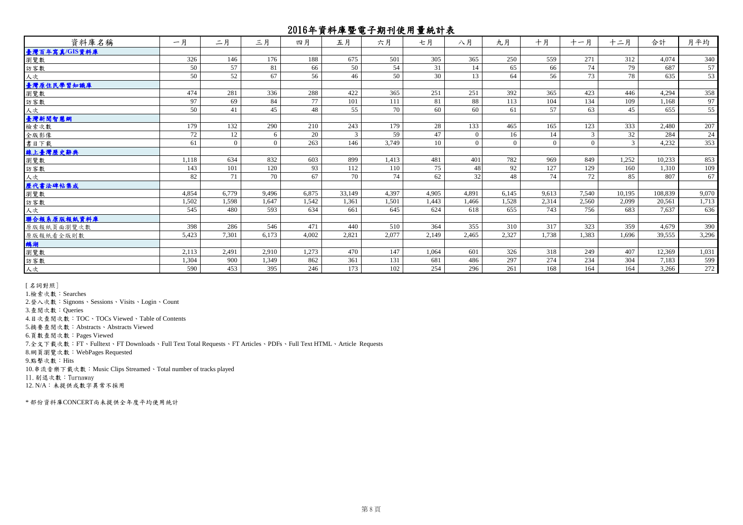# 2016年資料庫暨電子期刊使用量統計表

| 資料庫名稱 | 一月 | 二月 | 三月 | 四月 | 五月 | 六月 | 七月 | 八月 | 九月 | 十月 | 十一月 | 十二月 | 合計 | 月平均 |
|---|---|---|---|---|---|---|---|---|---|---|---|---|---|---|
| **臺灣百年寫真/GIS資料庫** | | | | | | | | | | | | | | |
| 瀏覽數 | 326 | 146 | 176 | 188 | 675 | 501 | 305 | 365 | 250 | 559 | 271 | 312 | 4,074 | 340 |
| 訪客數 | 50 | 57 | 81 | 66 | 50 | 54 | 31 | 14 | 65 | 66 | 74 | 79 | 687 | 57 |
| 人次 | 50 | 52 | 67 | 56 | 46 | 50 | 30 | 13 | 64 | 56 | 73 | 78 | 635 | 53 |
| **臺灣原住民學習知識庫** | | | | | | | | | | | | | | |
| 瀏覽數 | 474 | 281 | 336 | 288 | 422 | 365 | 251 | 251 | 392 | 365 | 423 | 446 | 4,294 | 358 |
| 訪客數 | 97 | 69 | 84 | 77 | 101 | 111 | 81 | 88 | 113 | 104 | 134 | 109 | 1,168 | 97 |
| 人次 | 50 | 41 | 45 | 48 | 55 | 70 | 60 | 60 | 61 | 57 | 63 | 45 | 655 | 55 |
| **臺灣新聞智慧網** | | | | | | | | | | | | | | |
| 檢索次數 | 179 | 132 | 290 | 210 | 243 | 179 | 28 | 133 | 465 | 165 | 123 | 333 | 2,480 | 207 |
| 全版影像 | 72 | 12 | 6 | 20 | 3 | 59 | 47 | 0 | 16 | 14 | 3 | 32 | 284 | 24 |
| 書目下載 | 61 | 0 | 0 | 263 | 146 | 3,749 | 10 | 0 | 0 | 0 | 0 | 3 | 4,232 | 353 |
| **線上臺灣歷史辭典** | | | | | | | | | | | | | | |
| 瀏覽數 | 1,118 | 634 | 832 | 603 | 899 | 1,413 | 481 | 401 | 782 | 969 | 849 | 1,252 | 10,233 | 853 |
| 訪客數 | 143 | 101 | 120 | 93 | 112 | 110 | 75 | 48 | 92 | 127 | 129 | 160 | 1,310 | 109 |
| 人次 | 82 | 71 | 70 | 67 | 70 | 74 | 62 | 32 | 48 | 74 | 72 | 85 | 807 | 67 |
| **歷代書法碑帖集成** | | | | | | | | | | | | | | |
| 瀏覽數 | 4,854 | 6,779 | 9,496 | 6,875 | 33,149 | 4,397 | 4,905 | 4,891 | 6,145 | 9,613 | 7,540 | 10,195 | 108,839 | 9,070 |
| 訪客數 | 1,502 | 1,598 | 1,647 | 1,542 | 1,361 | 1,501 | 1,443 | 1,466 | 1,528 | 2,314 | 2,560 | 2,099 | 20,561 | 1,713 |
| 人次 | 545 | 480 | 593 | 634 | 661 | 645 | 624 | 618 | 655 | 743 | 756 | 683 | 7,637 | 636 |
| **聯合報系原版報紙資料庫** | | | | | | | | | | | | | | |
| 原版報紙頁面瀏覽次數 | 398 | 286 | 546 | 471 | 440 | 510 | 364 | 355 | 310 | 317 | 323 | 359 | 4,679 | 390 |
| 原版報紙看全版則數 | 5,423 | 7,301 | 6,173 | 4,002 | 2,821 | 2,077 | 2,149 | 2,465 | 2,327 | 1,738 | 1,383 | 1,696 | 39,555 | 3,296 |
| **鵝湖** | | | | | | | | | | | | | | |
| 瀏覽數 | 2,113 | 2,491 | 2,910 | 1,273 | 470 | 147 | 1,064 | 601 | 326 | 318 | 249 | 407 | 12,369 | 1,031 |
| 訪客數 | 1,304 | 900 | 1,349 | 862 | 361 | 131 | 681 | 486 | 297 | 274 | 234 | 304 | 7,183 | 599 |
| 人次 | 590 | 453 | 395 | 246 | 173 | 102 | 254 | 296 | 261 | 168 | 164 | 164 | 3,266 | 272 |

[名詞對照]

1.檢索次數：Searches

2.登入次數：Signons、Sessions、Visits、Login、Count

3.查閱次數：Queries

4.目次查閱次數：TOC、TOCs Viewed、Table of Contents

5.摘要查閱次數：Abstracts、Abstracts Viewed

6.頁數查閱次數：Pages Viewed

7.全文下載次數：FT、Fulltext、FT Downloads、Full Text Total Requests、FT Articles、PDFs、Full Text HTML、Article Requests

8.網頁瀏覽次數：WebPages Requested

9.點擊次數：Hits

10.串流音樂下載次數：Music Clips Streamed、Total number of tracks played

11. 剔退次數：Turnaway

12. N/A：未提供或數字異常不採用

* 部份資料庫CONCERT尚未提供全年度平均使用統計